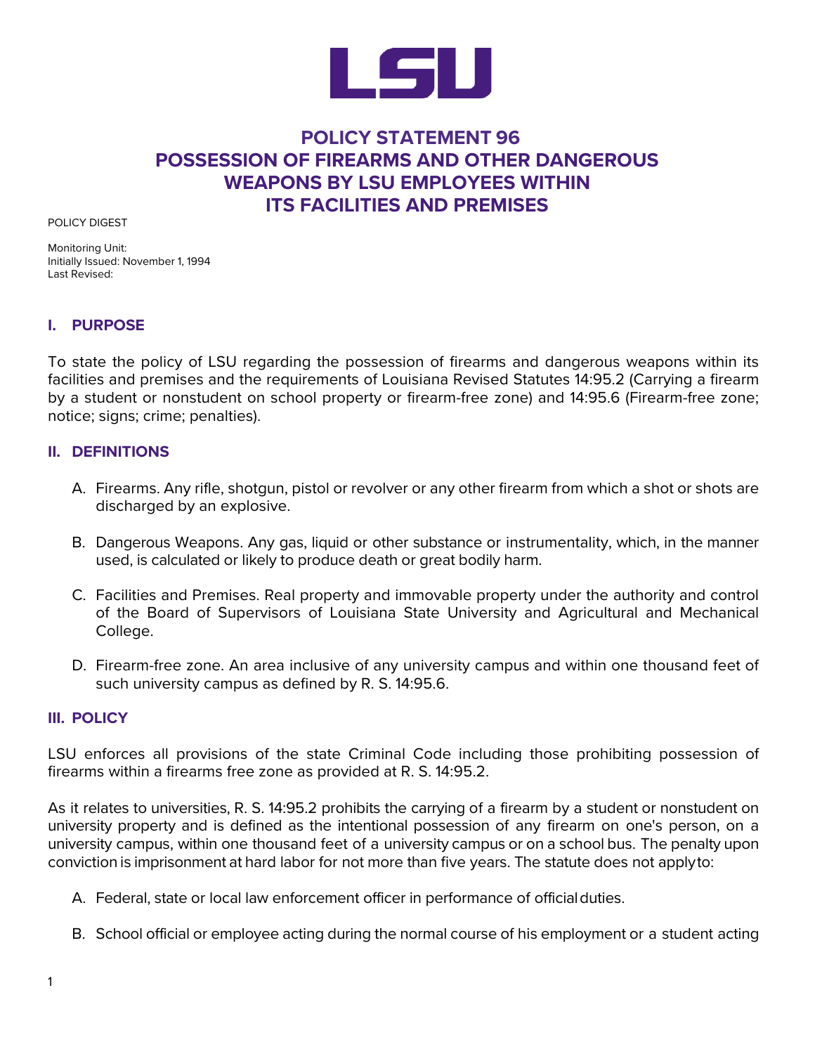# POLICY STATEMENT 96
# POSSESSION OF FIREARMS AND OTHER DANGEROUS WEAPONS BY LSU EMPLOYEES WITHIN ITS FACILITIES AND PREMISES

POLICY DIGEST

Monitoring Unit:
Initially Issued: November 1, 1994
Last Revised:

## I. PURPOSE

To state the policy of LSU regarding the possession of firearms and dangerous weapons within its facilities and premises and the requirements of Louisiana Revised Statutes 14:95.2 (Carrying a firearm by a student or nonstudent on school property or firearm-free zone) and 14:95.6 (Firearm-free zone; notice; signs; crime; penalties).

## II. DEFINITIONS

A. Firearms. Any rifle, shotgun, pistol or revolver or any other firearm from which a shot or shots are discharged by an explosive.

B. Dangerous Weapons. Any gas, liquid or other substance or instrumentality, which, in the manner used, is calculated or likely to produce death or great bodily harm.

C. Facilities and Premises. Real property and immovable property under the authority and control of the Board of Supervisors of Louisiana State University and Agricultural and Mechanical College.

D. Firearm-free zone. An area inclusive of any university campus and within one thousand feet of such university campus as defined by R. S. 14:95.6.

## III. POLICY

LSU enforces all provisions of the state Criminal Code including those prohibiting possession of firearms within a firearms free zone as provided at R. S. 14:95.2.

As it relates to universities, R. S. 14:95.2 prohibits the carrying of a firearm by a student or nonstudent on university property and is defined as the intentional possession of any firearm on one's person, on a university campus, within one thousand feet of a university campus or on a school bus. The penalty upon conviction is imprisonment at hard labor for not more than five years. The statute does not apply to:

A. Federal, state or local law enforcement officer in performance of official duties.

B. School official or employee acting during the normal course of his employment or a student acting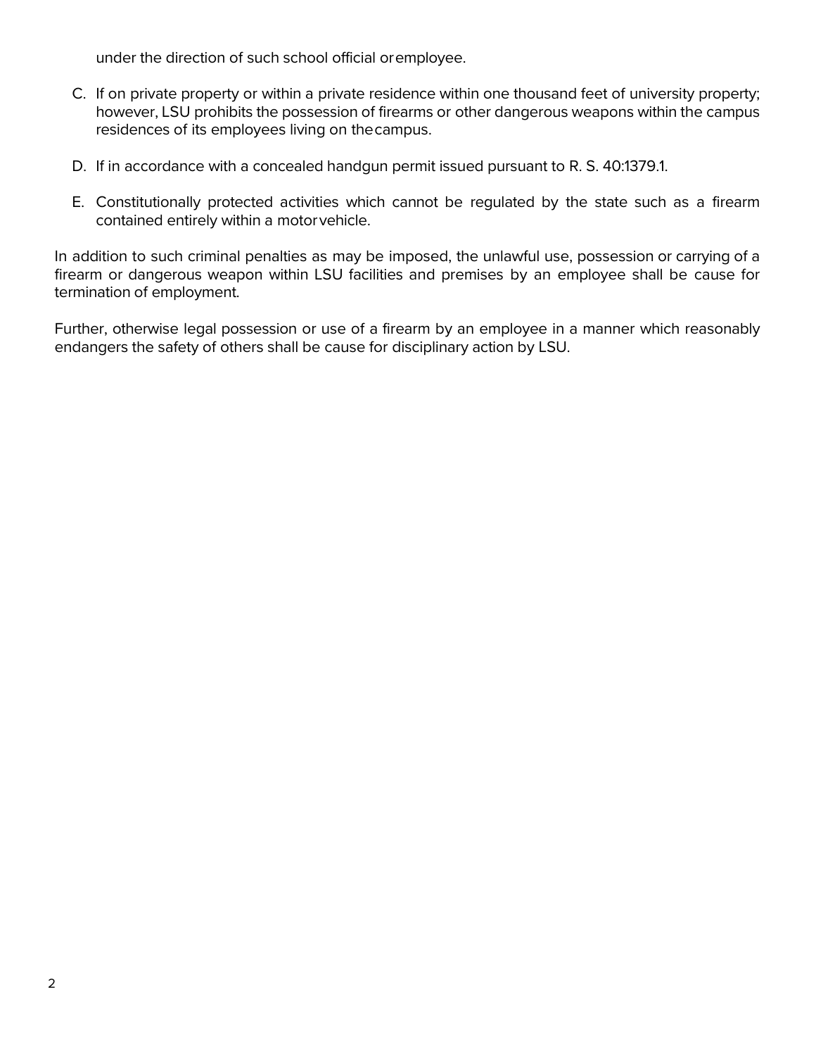under the direction of such school official or employee.

C. If on private property or within a private residence within one thousand feet of university property; however, LSU prohibits the possession of firearms or other dangerous weapons within the campus residences of its employees living on the campus.

D. If in accordance with a concealed handgun permit issued pursuant to R. S. 40:1379.1.

E. Constitutionally protected activities which cannot be regulated by the state such as a firearm contained entirely within a motor vehicle.

In addition to such criminal penalties as may be imposed, the unlawful use, possession or carrying of a firearm or dangerous weapon within LSU facilities and premises by an employee shall be cause for termination of employment.

Further, otherwise legal possession or use of a firearm by an employee in a manner which reasonably endangers the safety of others shall be cause for disciplinary action by LSU.